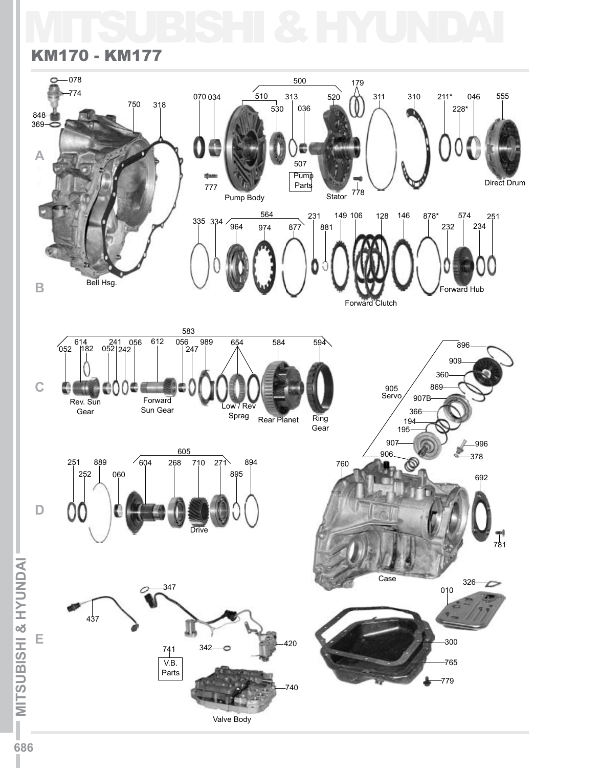# MITSUBISHI & HYUNDAI

## KM170 - KM177

**A**

078, 774, 848, 369, 750, 318, Bell Hsg.

070, 034, 500, 510, 530, 313, 036, 520, 507 Pump Parts, 777, Pump Body, Stator, 778, 179, 311, 310, 211*, 228*, 046, 555, Direct Drum

**B**

335, 334, 564, 964, 974, 877, 231, 881, 149, 106, 128, 146, 878*, 232, 574, 234, 251, Forward Clutch, Forward Hub

**C**

583, 052, 614, 182, 241, 052, 242, 056, 612, 056, 247, 989, 654, 584, 594, Rev. Sun Gear, Forward Sun Gear, Low / Rev Sprag, Rear Planet, Ring Gear

905 Servo, 896, 909, 360, 869, 907B, 366, 194, 195, 907, 996, 378, 906

**D**

251, 252, 889, 060, 605, 604, 268, 710, 271, 895, 894, Drive

760, 692, 781, Case

**E**

437, 347, 741 V.B. Parts, 342, 420, 740, Valve Body

326, 010, 300, 765, 779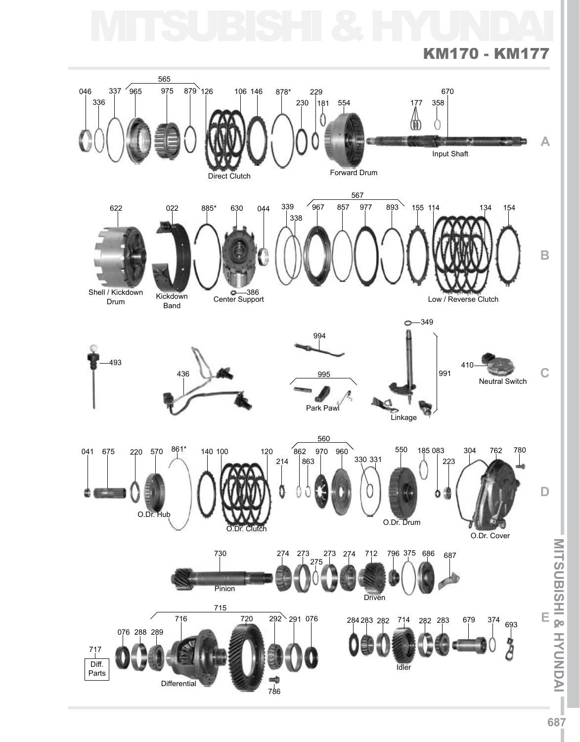# MITSUBISHI & HYUNDAI

## KM170 - KM177

**A**

565
046 336 337 965 975 879 126 106 146 878* 230 229 181 554 177 358 670

Direct Clutch
Forward Drum
Input Shaft

**B**

622 022 885* 630 044 339 338 567 967 857 977 893 155 114 134 154

Shell / Kickdown Drum
Kickdown Band
386
Center Support
Low / Reverse Clutch

**C**

493 436 994 995 349 991 410

Park Pawl
Linkage
Neutral Switch

**D**

041 675 220 570 861* 140 100 120 214 560 862 863 970 960 330 331 550 185 083 223 304 762 780

O.Dr. Hub
O.Dr. Clutch
O.Dr. Drum
O.Dr. Cover

**E**

730 274 273 275 273 274 712 796 375 686 687

Pinion
Driven

715
717 076 288 289 716 720 292 291 076 786

Diff. Parts
Differential

284 283 282 714 282 283 679 374 693

Idler

MITSUBISHI & HYUNDAI